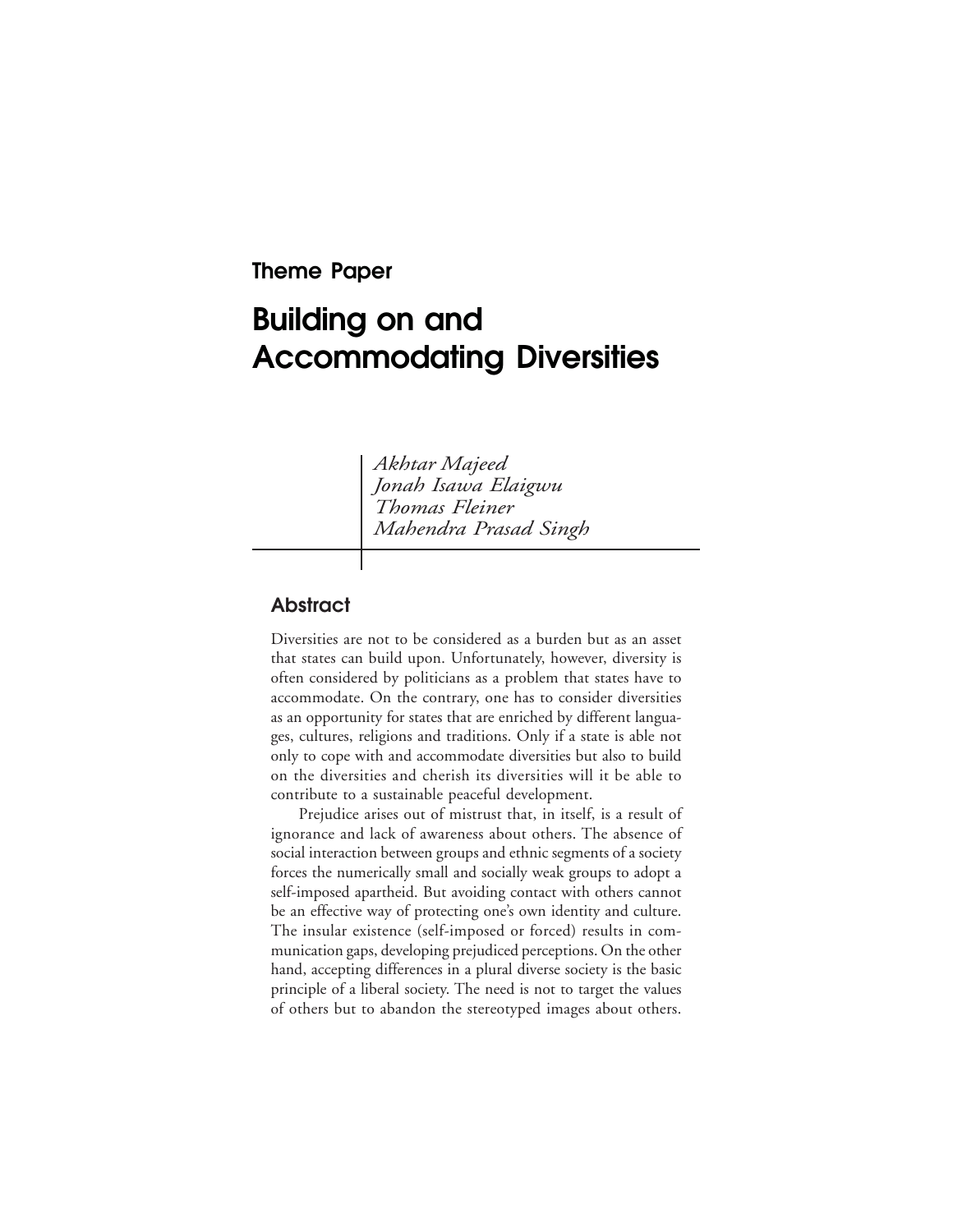**Theme Paper**

# Building on and Accommodating Diversities

*Akhtar Majeed*
*Jonah Isawa Elaigwu*
*Thomas Fleiner*
*Mahendra Prasad Singh*

## Abstract

Diversities are not to be considered as a burden but as an asset that states can build upon. Unfortunately, however, diversity is often considered by politicians as a problem that states have to accommodate. On the contrary, one has to consider diversities as an opportunity for states that are enriched by different languages, cultures, religions and traditions. Only if a state is able not only to cope with and accommodate diversities but also to build on the diversities and cherish its diversities will it be able to contribute to a sustainable peaceful development.

Prejudice arises out of mistrust that, in itself, is a result of ignorance and lack of awareness about others. The absence of social interaction between groups and ethnic segments of a society forces the numerically small and socially weak groups to adopt a self-imposed apartheid. But avoiding contact with others cannot be an effective way of protecting one's own identity and culture. The insular existence (self-imposed or forced) results in communication gaps, developing prejudiced perceptions. On the other hand, accepting differences in a plural diverse society is the basic principle of a liberal society. The need is not to target the values of others but to abandon the stereotyped images about others.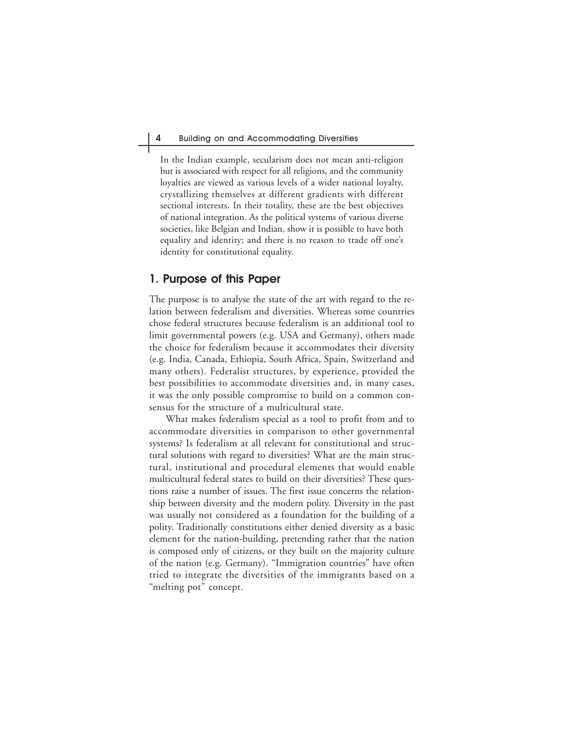In the Indian example, secularism does not mean anti-religion but is associated with respect for all religions, and the community loyalties are viewed as various levels of a wider national loyalty, crystallizing themselves at different gradients with different sectional interests. In their totality, these are the best objectives of national integration. As the political systems of various diverse societies, like Belgian and Indian, show it is possible to have both equality and identity; and there is no reason to trade off one's identity for constitutional equality.

## 1. Purpose of this Paper

The purpose is to analyse the state of the art with regard to the relation between federalism and diversities. Whereas some countries chose federal structures because federalism is an additional tool to limit governmental powers (e.g. USA and Germany), others made the choice for federalism because it accommodates their diversity (e.g. India, Canada, Ethiopia, South Africa, Spain, Switzerland and many others). Federalist structures, by experience, provided the best possibilities to accommodate diversities and, in many cases, it was the only possible compromise to build on a common consensus for the structure of a multicultural state.

What makes federalism special as a tool to profit from and to accommodate diversities in comparison to other governmental systems? Is federalism at all relevant for constitutional and structural solutions with regard to diversities? What are the main structural, institutional and procedural elements that would enable multicultural federal states to build on their diversities? These questions raise a number of issues. The first issue concerns the relationship between diversity and the modern polity. Diversity in the past was usually not considered as a foundation for the building of a polity. Traditionally constitutions either denied diversity as a basic element for the nation-building, pretending rather that the nation is composed only of citizens, or they built on the majority culture of the nation (e.g. Germany). "Immigration countries" have often tried to integrate the diversities of the immigrants based on a "melting pot" concept.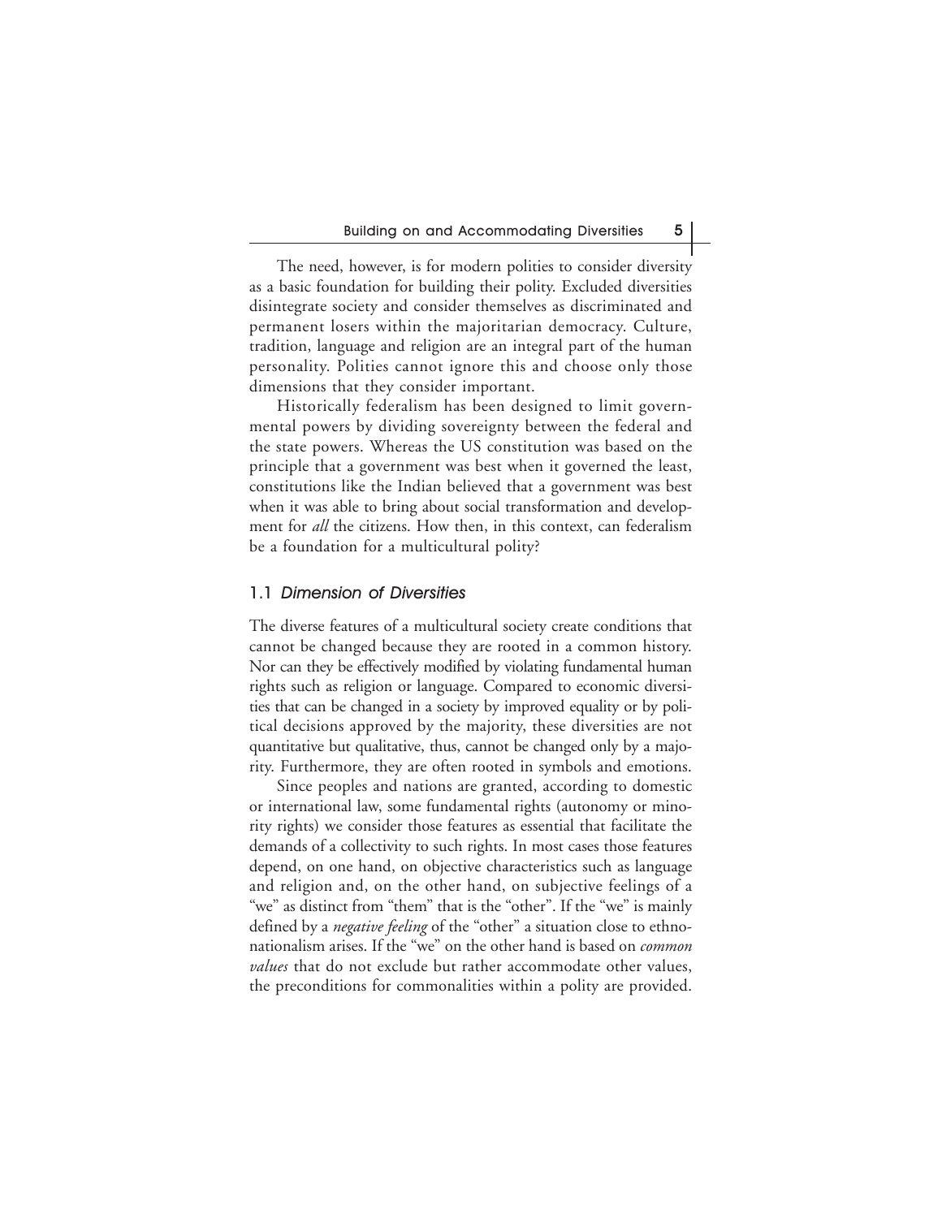The need, however, is for modern polities to consider diversity as a basic foundation for building their polity. Excluded diversities disintegrate society and consider themselves as discriminated and permanent losers within the majoritarian democracy. Culture, tradition, language and religion are an integral part of the human personality. Polities cannot ignore this and choose only those dimensions that they consider important.

Historically federalism has been designed to limit governmental powers by dividing sovereignty between the federal and the state powers. Whereas the US constitution was based on the principle that a government was best when it governed the least, constitutions like the Indian believed that a government was best when it was able to bring about social transformation and development for *all* the citizens. How then, in this context, can federalism be a foundation for a multicultural polity?

## 1.1 *Dimension of Diversities*

The diverse features of a multicultural society create conditions that cannot be changed because they are rooted in a common history. Nor can they be effectively modified by violating fundamental human rights such as religion or language. Compared to economic diversities that can be changed in a society by improved equality or by political decisions approved by the majority, these diversities are not quantitative but qualitative, thus, cannot be changed only by a majority. Furthermore, they are often rooted in symbols and emotions.

Since peoples and nations are granted, according to domestic or international law, some fundamental rights (autonomy or minority rights) we consider those features as essential that facilitate the demands of a collectivity to such rights. In most cases those features depend, on one hand, on objective characteristics such as language and religion and, on the other hand, on subjective feelings of a "we" as distinct from "them" that is the "other". If the "we" is mainly defined by a *negative feeling* of the "other" a situation close to ethnonationalism arises. If the "we" on the other hand is based on *common values* that do not exclude but rather accommodate other values, the preconditions for commonalities within a polity are provided.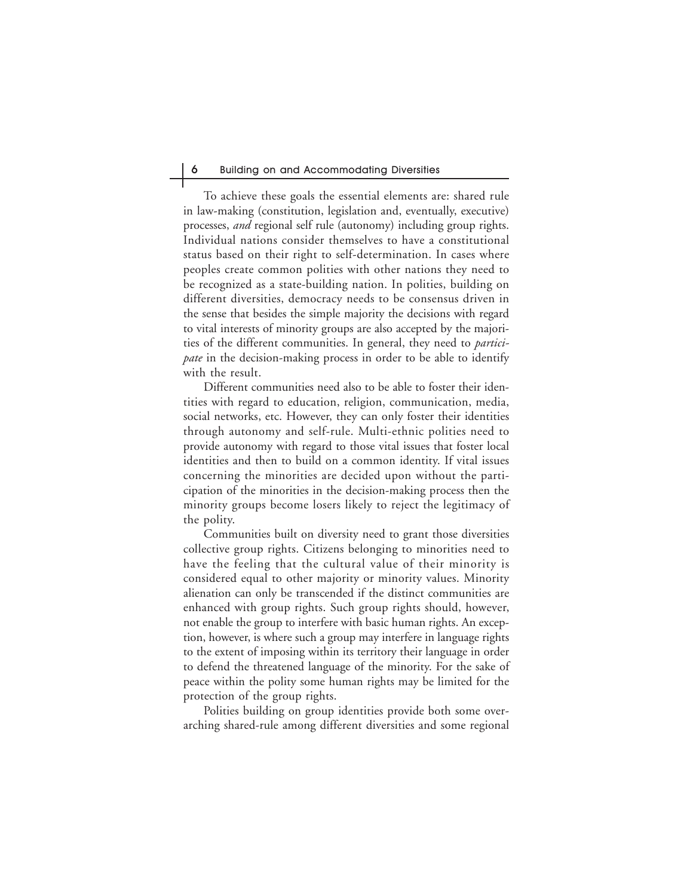To achieve these goals the essential elements are: shared rule in law-making (constitution, legislation and, eventually, executive) processes, *and* regional self rule (autonomy) including group rights. Individual nations consider themselves to have a constitutional status based on their right to self-determination. In cases where peoples create common polities with other nations they need to be recognized as a state-building nation. In polities, building on different diversities, democracy needs to be consensus driven in the sense that besides the simple majority the decisions with regard to vital interests of minority groups are also accepted by the majorities of the different communities. In general, they need to *participate* in the decision-making process in order to be able to identify with the result.

Different communities need also to be able to foster their identities with regard to education, religion, communication, media, social networks, etc. However, they can only foster their identities through autonomy and self-rule. Multi-ethnic polities need to provide autonomy with regard to those vital issues that foster local identities and then to build on a common identity. If vital issues concerning the minorities are decided upon without the participation of the minorities in the decision-making process then the minority groups become losers likely to reject the legitimacy of the polity.

Communities built on diversity need to grant those diversities collective group rights. Citizens belonging to minorities need to have the feeling that the cultural value of their minority is considered equal to other majority or minority values. Minority alienation can only be transcended if the distinct communities are enhanced with group rights. Such group rights should, however, not enable the group to interfere with basic human rights. An exception, however, is where such a group may interfere in language rights to the extent of imposing within its territory their language in order to defend the threatened language of the minority. For the sake of peace within the polity some human rights may be limited for the protection of the group rights.

Polities building on group identities provide both some overarching shared-rule among different diversities and some regional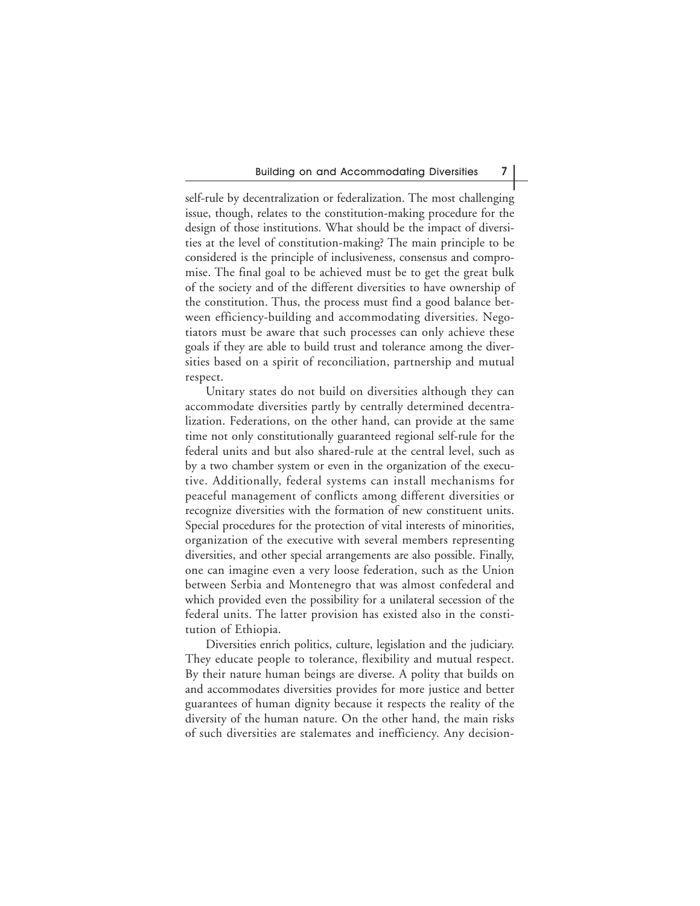self-rule by decentralization or federalization. The most challenging issue, though, relates to the constitution-making procedure for the design of those institutions. What should be the impact of diversities at the level of constitution-making? The main principle to be considered is the principle of inclusiveness, consensus and compromise. The final goal to be achieved must be to get the great bulk of the society and of the different diversities to have ownership of the constitution. Thus, the process must find a good balance between efficiency-building and accommodating diversities. Negotiators must be aware that such processes can only achieve these goals if they are able to build trust and tolerance among the diversities based on a spirit of reconciliation, partnership and mutual respect.

Unitary states do not build on diversities although they can accommodate diversities partly by centrally determined decentralization. Federations, on the other hand, can provide at the same time not only constitutionally guaranteed regional self-rule for the federal units and but also shared-rule at the central level, such as by a two chamber system or even in the organization of the executive. Additionally, federal systems can install mechanisms for peaceful management of conflicts among different diversities or recognize diversities with the formation of new constituent units. Special procedures for the protection of vital interests of minorities, organization of the executive with several members representing diversities, and other special arrangements are also possible. Finally, one can imagine even a very loose federation, such as the Union between Serbia and Montenegro that was almost confederal and which provided even the possibility for a unilateral secession of the federal units. The latter provision has existed also in the constitution of Ethiopia.

Diversities enrich politics, culture, legislation and the judiciary. They educate people to tolerance, flexibility and mutual respect. By their nature human beings are diverse. A polity that builds on and accommodates diversities provides for more justice and better guarantees of human dignity because it respects the reality of the diversity of the human nature. On the other hand, the main risks of such diversities are stalemates and inefficiency. Any decision-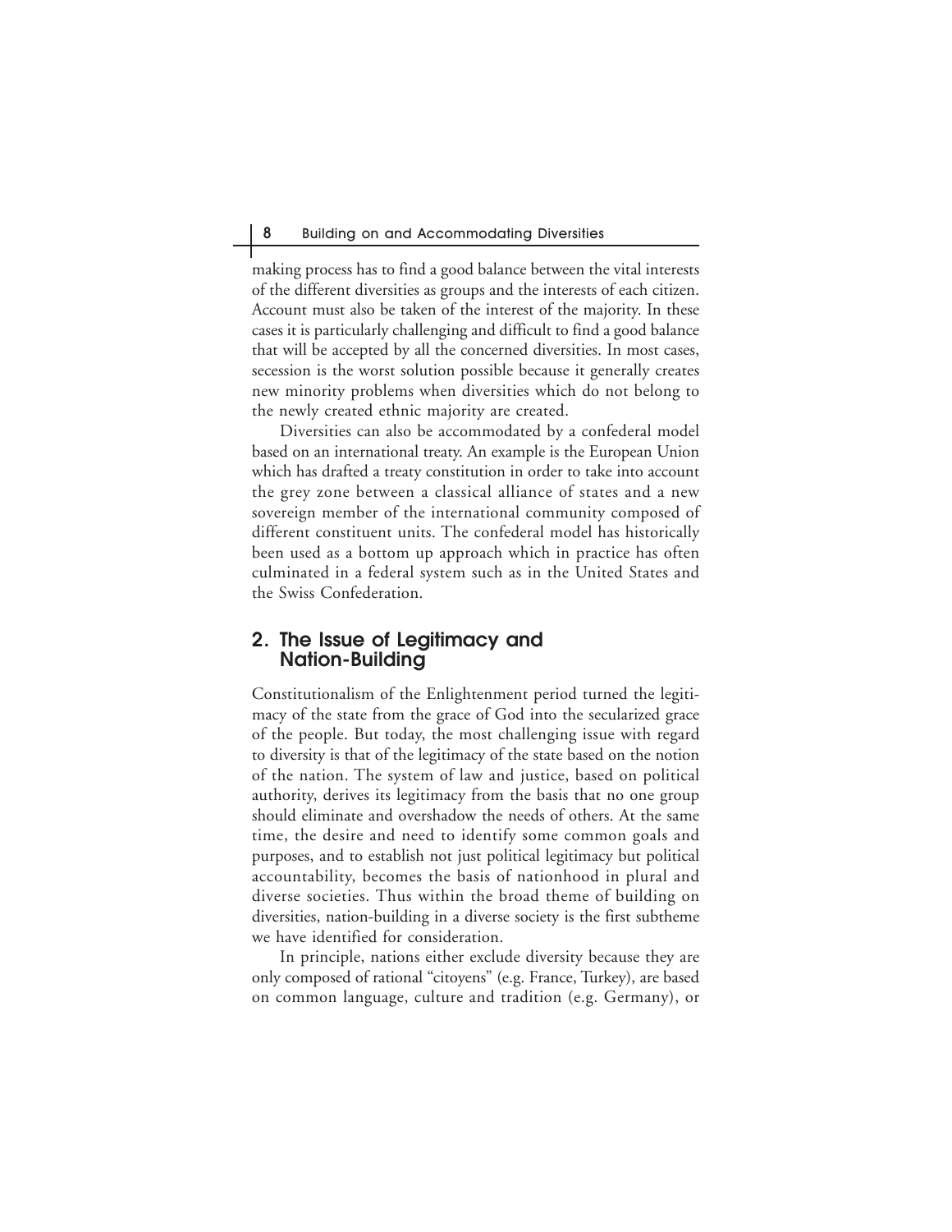making process has to find a good balance between the vital interests of the different diversities as groups and the interests of each citizen. Account must also be taken of the interest of the majority. In these cases it is particularly challenging and difficult to find a good balance that will be accepted by all the concerned diversities. In most cases, secession is the worst solution possible because it generally creates new minority problems when diversities which do not belong to the newly created ethnic majority are created.

Diversities can also be accommodated by a confederal model based on an international treaty. An example is the European Union which has drafted a treaty constitution in order to take into account the grey zone between a classical alliance of states and a new sovereign member of the international community composed of different constituent units. The confederal model has historically been used as a bottom up approach which in practice has often culminated in a federal system such as in the United States and the Swiss Confederation.

## 2. The Issue of Legitimacy and Nation-Building

Constitutionalism of the Enlightenment period turned the legitimacy of the state from the grace of God into the secularized grace of the people. But today, the most challenging issue with regard to diversity is that of the legitimacy of the state based on the notion of the nation. The system of law and justice, based on political authority, derives its legitimacy from the basis that no one group should eliminate and overshadow the needs of others. At the same time, the desire and need to identify some common goals and purposes, and to establish not just political legitimacy but political accountability, becomes the basis of nationhood in plural and diverse societies. Thus within the broad theme of building on diversities, nation-building in a diverse society is the first subtheme we have identified for consideration.

In principle, nations either exclude diversity because they are only composed of rational "citoyens" (e.g. France, Turkey), are based on common language, culture and tradition (e.g. Germany), or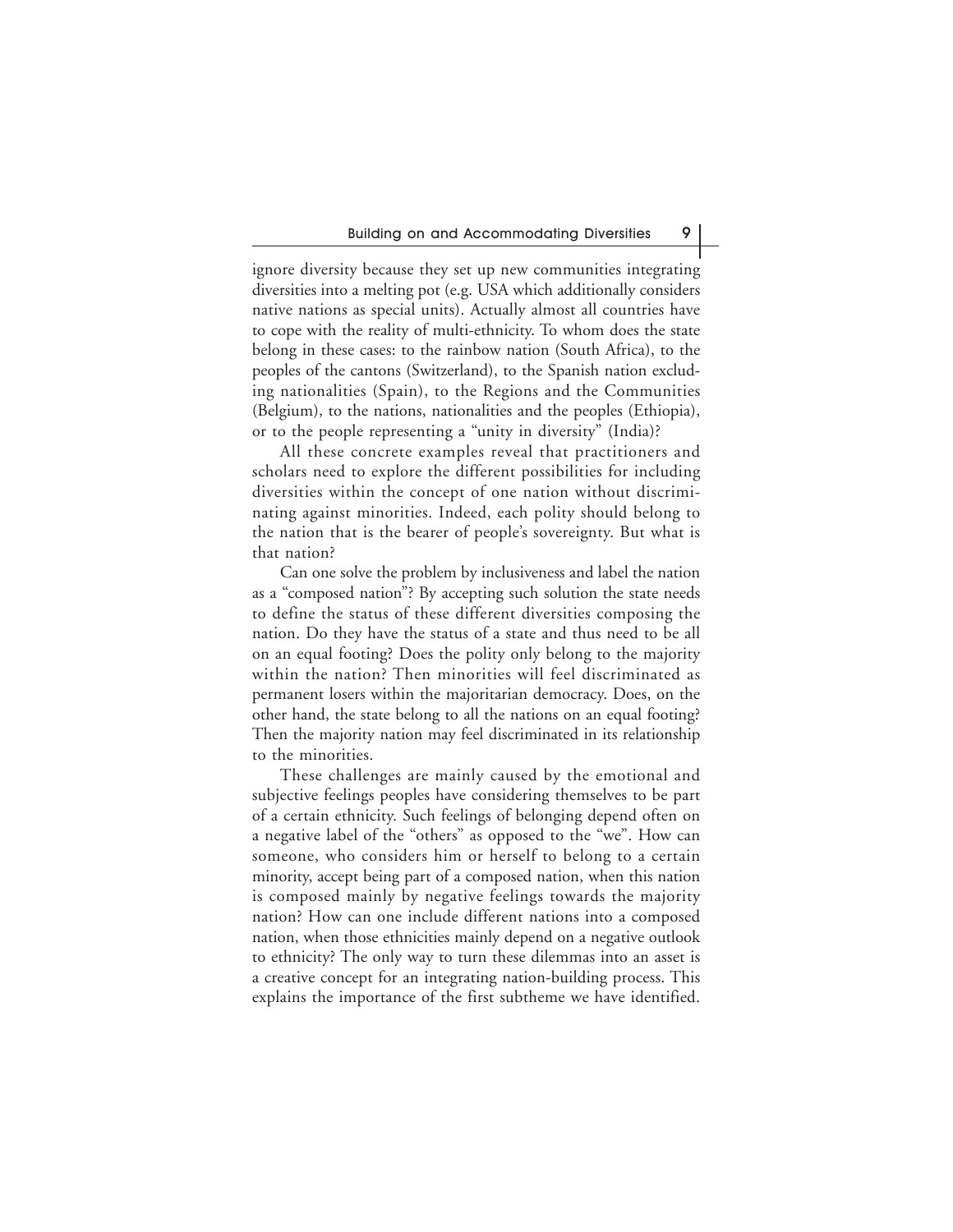ignore diversity because they set up new communities integrating diversities into a melting pot (e.g. USA which additionally considers native nations as special units). Actually almost all countries have to cope with the reality of multi-ethnicity. To whom does the state belong in these cases: to the rainbow nation (South Africa), to the peoples of the cantons (Switzerland), to the Spanish nation excluding nationalities (Spain), to the Regions and the Communities (Belgium), to the nations, nationalities and the peoples (Ethiopia), or to the people representing a "unity in diversity" (India)?

All these concrete examples reveal that practitioners and scholars need to explore the different possibilities for including diversities within the concept of one nation without discriminating against minorities. Indeed, each polity should belong to the nation that is the bearer of people's sovereignty. But what is that nation?

Can one solve the problem by inclusiveness and label the nation as a "composed nation"? By accepting such solution the state needs to define the status of these different diversities composing the nation. Do they have the status of a state and thus need to be all on an equal footing? Does the polity only belong to the majority within the nation? Then minorities will feel discriminated as permanent losers within the majoritarian democracy. Does, on the other hand, the state belong to all the nations on an equal footing? Then the majority nation may feel discriminated in its relationship to the minorities.

These challenges are mainly caused by the emotional and subjective feelings peoples have considering themselves to be part of a certain ethnicity. Such feelings of belonging depend often on a negative label of the "others" as opposed to the "we". How can someone, who considers him or herself to belong to a certain minority, accept being part of a composed nation, when this nation is composed mainly by negative feelings towards the majority nation? How can one include different nations into a composed nation, when those ethnicities mainly depend on a negative outlook to ethnicity? The only way to turn these dilemmas into an asset is a creative concept for an integrating nation-building process. This explains the importance of the first subtheme we have identified.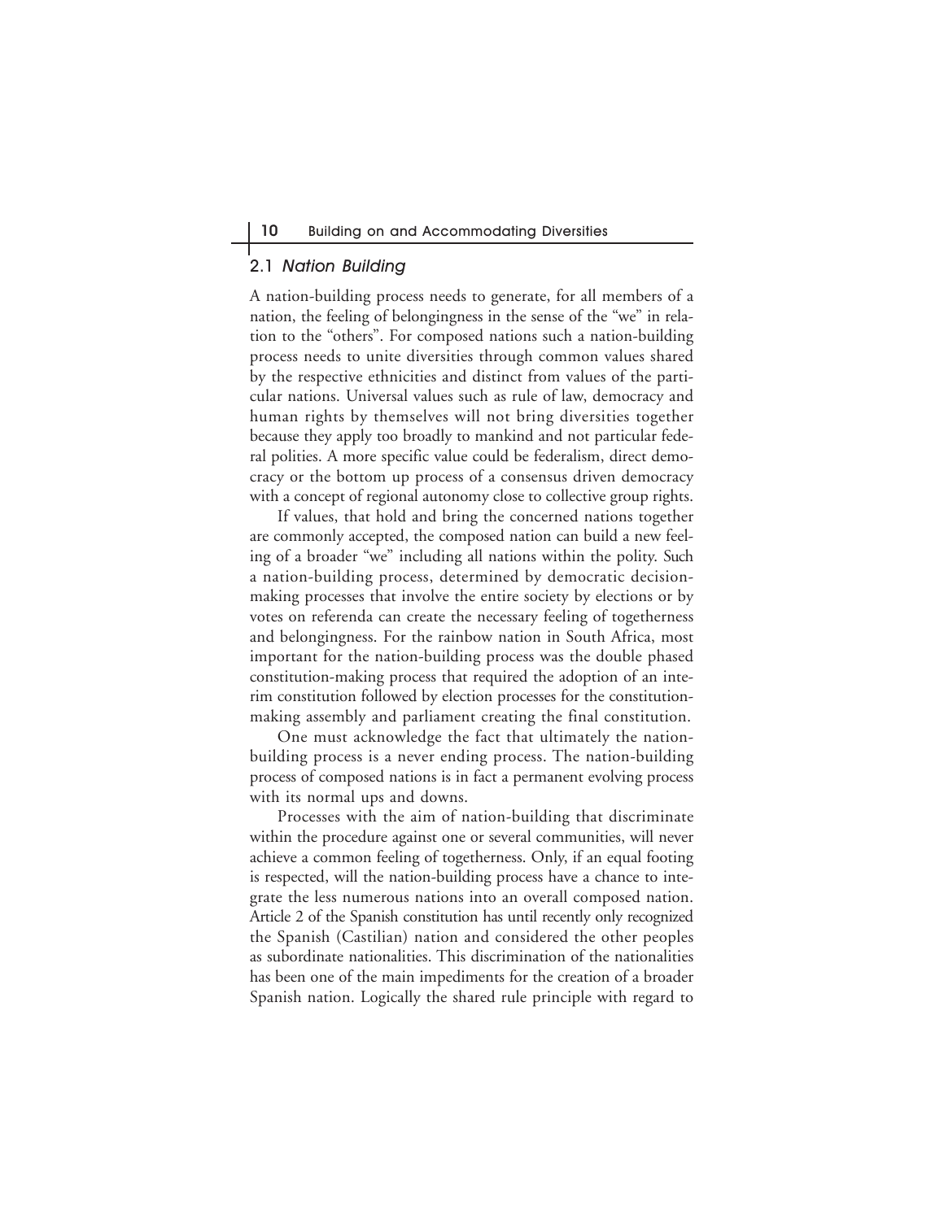## 2.1 *Nation Building*

A nation-building process needs to generate, for all members of a nation, the feeling of belongingness in the sense of the "we" in relation to the "others". For composed nations such a nation-building process needs to unite diversities through common values shared by the respective ethnicities and distinct from values of the particular nations. Universal values such as rule of law, democracy and human rights by themselves will not bring diversities together because they apply too broadly to mankind and not particular federal polities. A more specific value could be federalism, direct democracy or the bottom up process of a consensus driven democracy with a concept of regional autonomy close to collective group rights.

If values, that hold and bring the concerned nations together are commonly accepted, the composed nation can build a new feeling of a broader "we" including all nations within the polity. Such a nation-building process, determined by democratic decision-making processes that involve the entire society by elections or by votes on referenda can create the necessary feeling of togetherness and belongingness. For the rainbow nation in South Africa, most important for the nation-building process was the double phased constitution-making process that required the adoption of an interim constitution followed by election processes for the constitution-making assembly and parliament creating the final constitution.

One must acknowledge the fact that ultimately the nation-building process is a never ending process. The nation-building process of composed nations is in fact a permanent evolving process with its normal ups and downs.

Processes with the aim of nation-building that discriminate within the procedure against one or several communities, will never achieve a common feeling of togetherness. Only, if an equal footing is respected, will the nation-building process have a chance to integrate the less numerous nations into an overall composed nation. Article 2 of the Spanish constitution has until recently only recognized the Spanish (Castilian) nation and considered the other peoples as subordinate nationalities. This discrimination of the nationalities has been one of the main impediments for the creation of a broader Spanish nation. Logically the shared rule principle with regard to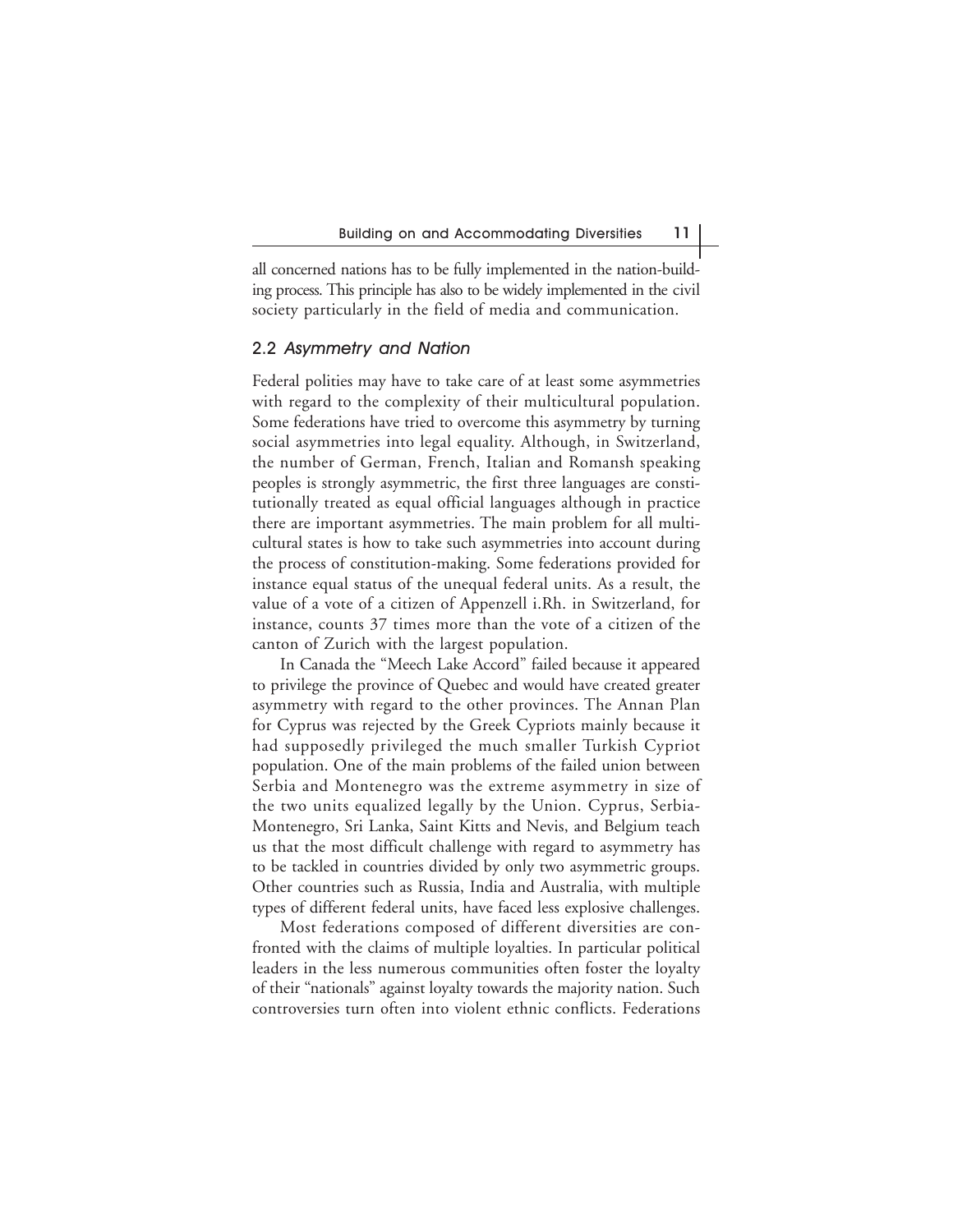all concerned nations has to be fully implemented in the nation-building process. This principle has also to be widely implemented in the civil society particularly in the field of media and communication.

## 2.2 *Asymmetry and Nation*

Federal polities may have to take care of at least some asymmetries with regard to the complexity of their multicultural population. Some federations have tried to overcome this asymmetry by turning social asymmetries into legal equality. Although, in Switzerland, the number of German, French, Italian and Romansh speaking peoples is strongly asymmetric, the first three languages are constitutionally treated as equal official languages although in practice there are important asymmetries. The main problem for all multicultural states is how to take such asymmetries into account during the process of constitution-making. Some federations provided for instance equal status of the unequal federal units. As a result, the value of a vote of a citizen of Appenzell i.Rh. in Switzerland, for instance, counts 37 times more than the vote of a citizen of the canton of Zurich with the largest population.

In Canada the "Meech Lake Accord" failed because it appeared to privilege the province of Quebec and would have created greater asymmetry with regard to the other provinces. The Annan Plan for Cyprus was rejected by the Greek Cypriots mainly because it had supposedly privileged the much smaller Turkish Cypriot population. One of the main problems of the failed union between Serbia and Montenegro was the extreme asymmetry in size of the two units equalized legally by the Union. Cyprus, Serbia-Montenegro, Sri Lanka, Saint Kitts and Nevis, and Belgium teach us that the most difficult challenge with regard to asymmetry has to be tackled in countries divided by only two asymmetric groups. Other countries such as Russia, India and Australia, with multiple types of different federal units, have faced less explosive challenges.

Most federations composed of different diversities are confronted with the claims of multiple loyalties. In particular political leaders in the less numerous communities often foster the loyalty of their "nationals" against loyalty towards the majority nation. Such controversies turn often into violent ethnic conflicts. Federations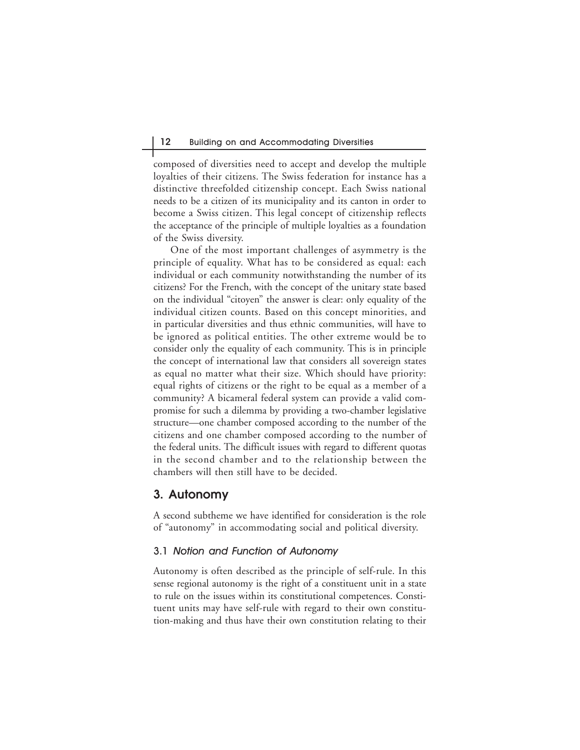composed of diversities need to accept and develop the multiple loyalties of their citizens. The Swiss federation for instance has a distinctive threefolded citizenship concept. Each Swiss national needs to be a citizen of its municipality and its canton in order to become a Swiss citizen. This legal concept of citizenship reflects the acceptance of the principle of multiple loyalties as a foundation of the Swiss diversity.

One of the most important challenges of asymmetry is the principle of equality. What has to be considered as equal: each individual or each community notwithstanding the number of its citizens? For the French, with the concept of the unitary state based on the individual "citoyen" the answer is clear: only equality of the individual citizen counts. Based on this concept minorities, and in particular diversities and thus ethnic communities, will have to be ignored as political entities. The other extreme would be to consider only the equality of each community. This is in principle the concept of international law that considers all sovereign states as equal no matter what their size. Which should have priority: equal rights of citizens or the right to be equal as a member of a community? A bicameral federal system can provide a valid compromise for such a dilemma by providing a two-chamber legislative structure—one chamber composed according to the number of the citizens and one chamber composed according to the number of the federal units. The difficult issues with regard to different quotas in the second chamber and to the relationship between the chambers will then still have to be decided.

## 3. Autonomy

A second subtheme we have identified for consideration is the role of "autonomy" in accommodating social and political diversity.

### 3.1 *Notion and Function of Autonomy*

Autonomy is often described as the principle of self-rule. In this sense regional autonomy is the right of a constituent unit in a state to rule on the issues within its constitutional competences. Constituent units may have self-rule with regard to their own constitution-making and thus have their own constitution relating to their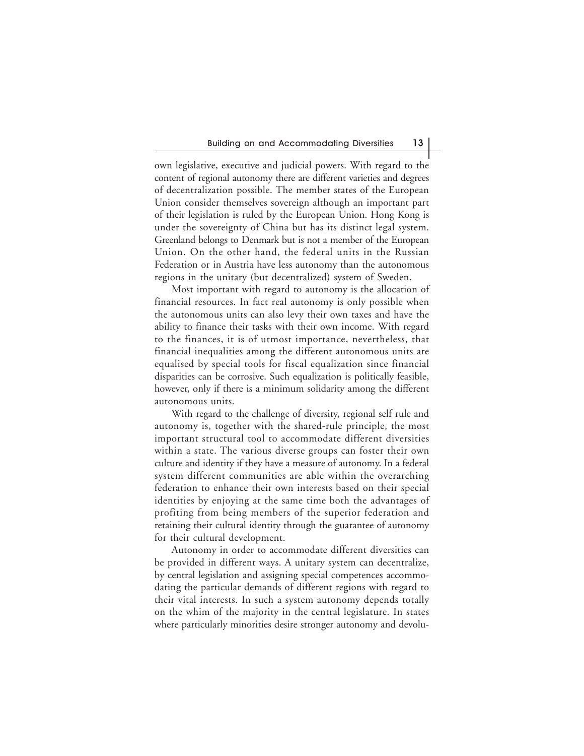own legislative, executive and judicial powers. With regard to the content of regional autonomy there are different varieties and degrees of decentralization possible. The member states of the European Union consider themselves sovereign although an important part of their legislation is ruled by the European Union. Hong Kong is under the sovereignty of China but has its distinct legal system. Greenland belongs to Denmark but is not a member of the European Union. On the other hand, the federal units in the Russian Federation or in Austria have less autonomy than the autonomous regions in the unitary (but decentralized) system of Sweden.

Most important with regard to autonomy is the allocation of financial resources. In fact real autonomy is only possible when the autonomous units can also levy their own taxes and have the ability to finance their tasks with their own income. With regard to the finances, it is of utmost importance, nevertheless, that financial inequalities among the different autonomous units are equalised by special tools for fiscal equalization since financial disparities can be corrosive. Such equalization is politically feasible, however, only if there is a minimum solidarity among the different autonomous units.

With regard to the challenge of diversity, regional self rule and autonomy is, together with the shared-rule principle, the most important structural tool to accommodate different diversities within a state. The various diverse groups can foster their own culture and identity if they have a measure of autonomy. In a federal system different communities are able within the overarching federation to enhance their own interests based on their special identities by enjoying at the same time both the advantages of profiting from being members of the superior federation and retaining their cultural identity through the guarantee of autonomy for their cultural development.

Autonomy in order to accommodate different diversities can be provided in different ways. A unitary system can decentralize, by central legislation and assigning special competences accommodating the particular demands of different regions with regard to their vital interests. In such a system autonomy depends totally on the whim of the majority in the central legislature. In states where particularly minorities desire stronger autonomy and devolu-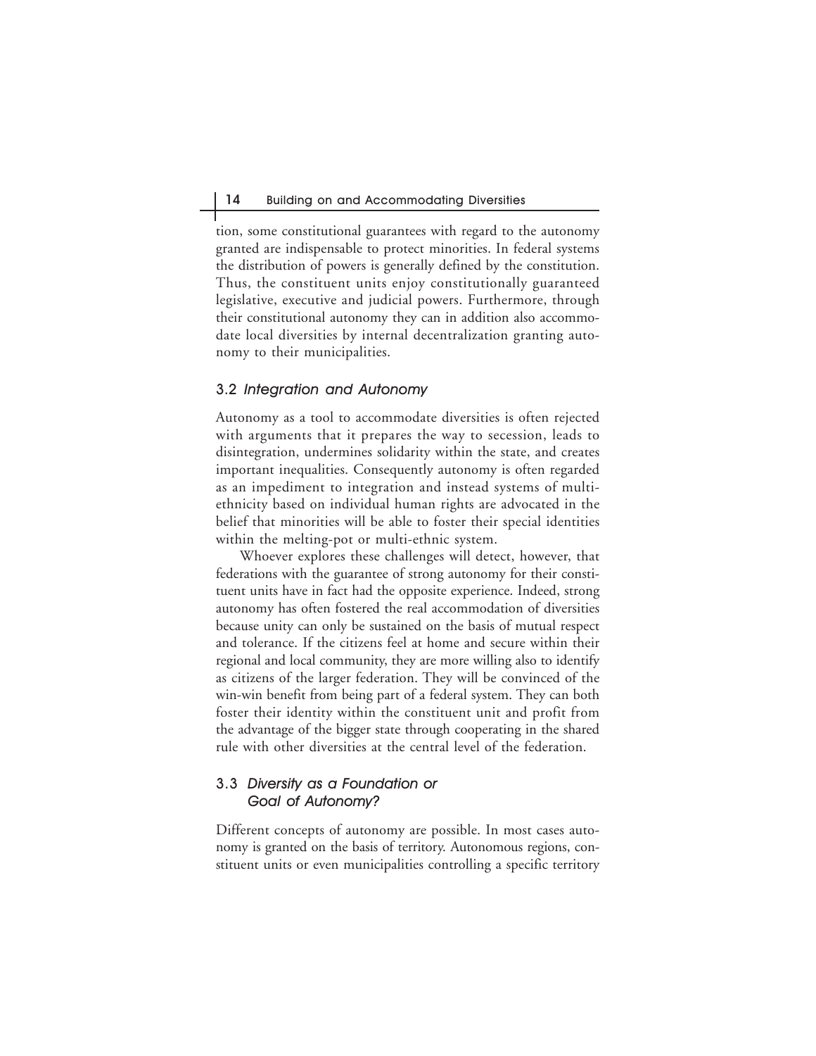tion, some constitutional guarantees with regard to the autonomy granted are indispensable to protect minorities. In federal systems the distribution of powers is generally defined by the constitution. Thus, the constituent units enjoy constitutionally guaranteed legislative, executive and judicial powers. Furthermore, through their constitutional autonomy they can in addition also accommodate local diversities by internal decentralization granting autonomy to their municipalities.

### 3.2 *Integration and Autonomy*

Autonomy as a tool to accommodate diversities is often rejected with arguments that it prepares the way to secession, leads to disintegration, undermines solidarity within the state, and creates important inequalities. Consequently autonomy is often regarded as an impediment to integration and instead systems of multi-ethnicity based on individual human rights are advocated in the belief that minorities will be able to foster their special identities within the melting-pot or multi-ethnic system.

Whoever explores these challenges will detect, however, that federations with the guarantee of strong autonomy for their constituent units have in fact had the opposite experience. Indeed, strong autonomy has often fostered the real accommodation of diversities because unity can only be sustained on the basis of mutual respect and tolerance. If the citizens feel at home and secure within their regional and local community, they are more willing also to identify as citizens of the larger federation. They will be convinced of the win-win benefit from being part of a federal system. They can both foster their identity within the constituent unit and profit from the advantage of the bigger state through cooperating in the shared rule with other diversities at the central level of the federation.

### 3.3 *Diversity as a Foundation or Goal of Autonomy?*

Different concepts of autonomy are possible. In most cases autonomy is granted on the basis of territory. Autonomous regions, constituent units or even municipalities controlling a specific territory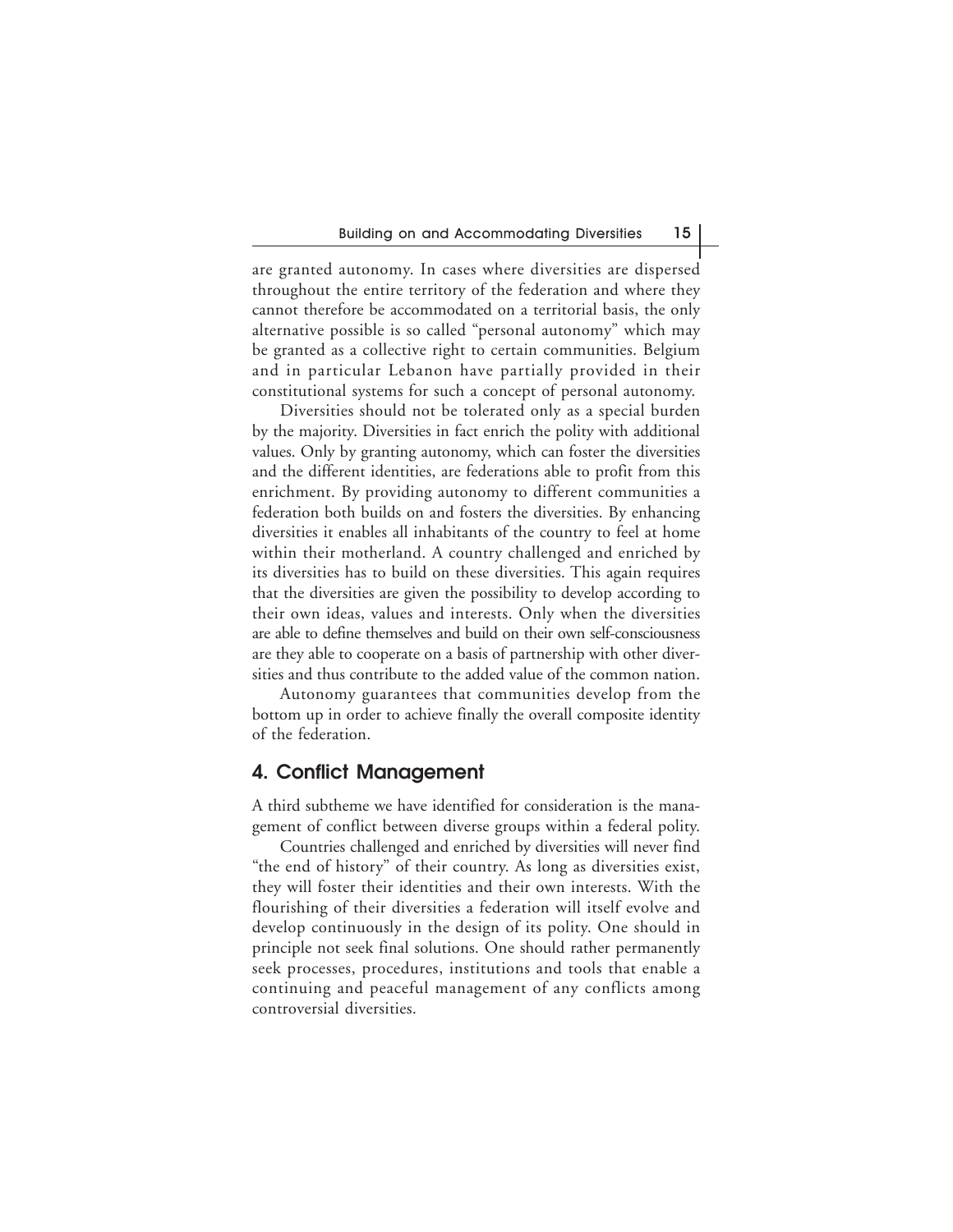are granted autonomy. In cases where diversities are dispersed throughout the entire territory of the federation and where they cannot therefore be accommodated on a territorial basis, the only alternative possible is so called "personal autonomy" which may be granted as a collective right to certain communities. Belgium and in particular Lebanon have partially provided in their constitutional systems for such a concept of personal autonomy.

Diversities should not be tolerated only as a special burden by the majority. Diversities in fact enrich the polity with additional values. Only by granting autonomy, which can foster the diversities and the different identities, are federations able to profit from this enrichment. By providing autonomy to different communities a federation both builds on and fosters the diversities. By enhancing diversities it enables all inhabitants of the country to feel at home within their motherland. A country challenged and enriched by its diversities has to build on these diversities. This again requires that the diversities are given the possibility to develop according to their own ideas, values and interests. Only when the diversities are able to define themselves and build on their own self-consciousness are they able to cooperate on a basis of partnership with other diversities and thus contribute to the added value of the common nation.

Autonomy guarantees that communities develop from the bottom up in order to achieve finally the overall composite identity of the federation.

## 4. Conflict Management

A third subtheme we have identified for consideration is the management of conflict between diverse groups within a federal polity.

Countries challenged and enriched by diversities will never find "the end of history" of their country. As long as diversities exist, they will foster their identities and their own interests. With the flourishing of their diversities a federation will itself evolve and develop continuously in the design of its polity. One should in principle not seek final solutions. One should rather permanently seek processes, procedures, institutions and tools that enable a continuing and peaceful management of any conflicts among controversial diversities.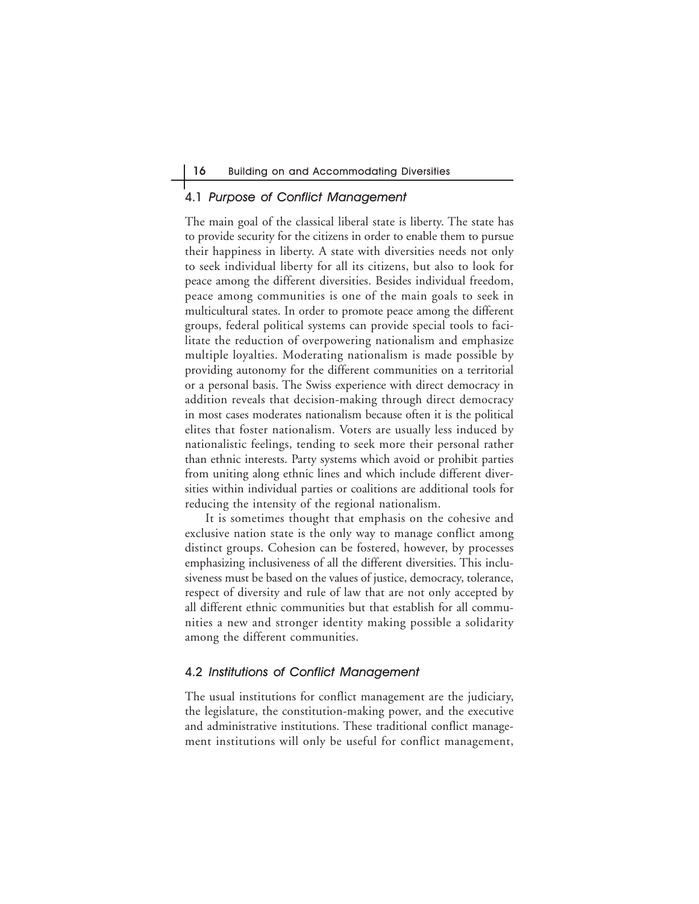### 4.1 *Purpose of Conflict Management*

The main goal of the classical liberal state is liberty. The state has to provide security for the citizens in order to enable them to pursue their happiness in liberty. A state with diversities needs not only to seek individual liberty for all its citizens, but also to look for peace among the different diversities. Besides individual freedom, peace among communities is one of the main goals to seek in multicultural states. In order to promote peace among the different groups, federal political systems can provide special tools to facilitate the reduction of overpowering nationalism and emphasize multiple loyalties. Moderating nationalism is made possible by providing autonomy for the different communities on a territorial or a personal basis. The Swiss experience with direct democracy in addition reveals that decision-making through direct democracy in most cases moderates nationalism because often it is the political elites that foster nationalism. Voters are usually less induced by nationalistic feelings, tending to seek more their personal rather than ethnic interests. Party systems which avoid or prohibit parties from uniting along ethnic lines and which include different diversities within individual parties or coalitions are additional tools for reducing the intensity of the regional nationalism.

It is sometimes thought that emphasis on the cohesive and exclusive nation state is the only way to manage conflict among distinct groups. Cohesion can be fostered, however, by processes emphasizing inclusiveness of all the different diversities. This inclusiveness must be based on the values of justice, democracy, tolerance, respect of diversity and rule of law that are not only accepted by all different ethnic communities but that establish for all communities a new and stronger identity making possible a solidarity among the different communities.

### 4.2 *Institutions of Conflict Management*

The usual institutions for conflict management are the judiciary, the legislature, the constitution-making power, and the executive and administrative institutions. These traditional conflict management institutions will only be useful for conflict management,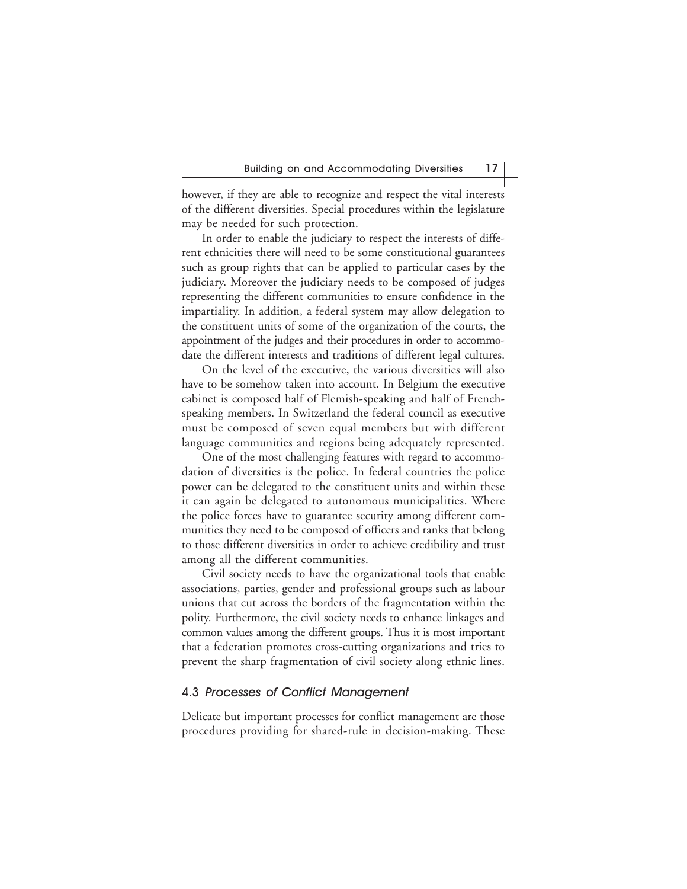however, if they are able to recognize and respect the vital interests of the different diversities. Special procedures within the legislature may be needed for such protection.

In order to enable the judiciary to respect the interests of different ethnicities there will need to be some constitutional guarantees such as group rights that can be applied to particular cases by the judiciary. Moreover the judiciary needs to be composed of judges representing the different communities to ensure confidence in the impartiality. In addition, a federal system may allow delegation to the constituent units of some of the organization of the courts, the appointment of the judges and their procedures in order to accommodate the different interests and traditions of different legal cultures.

On the level of the executive, the various diversities will also have to be somehow taken into account. In Belgium the executive cabinet is composed half of Flemish-speaking and half of French-speaking members. In Switzerland the federal council as executive must be composed of seven equal members but with different language communities and regions being adequately represented.

One of the most challenging features with regard to accommodation of diversities is the police. In federal countries the police power can be delegated to the constituent units and within these it can again be delegated to autonomous municipalities. Where the police forces have to guarantee security among different communities they need to be composed of officers and ranks that belong to those different diversities in order to achieve credibility and trust among all the different communities.

Civil society needs to have the organizational tools that enable associations, parties, gender and professional groups such as labour unions that cut across the borders of the fragmentation within the polity. Furthermore, the civil society needs to enhance linkages and common values among the different groups. Thus it is most important that a federation promotes cross-cutting organizations and tries to prevent the sharp fragmentation of civil society along ethnic lines.

### 4.3 *Processes of Conflict Management*

Delicate but important processes for conflict management are those procedures providing for shared-rule in decision-making. These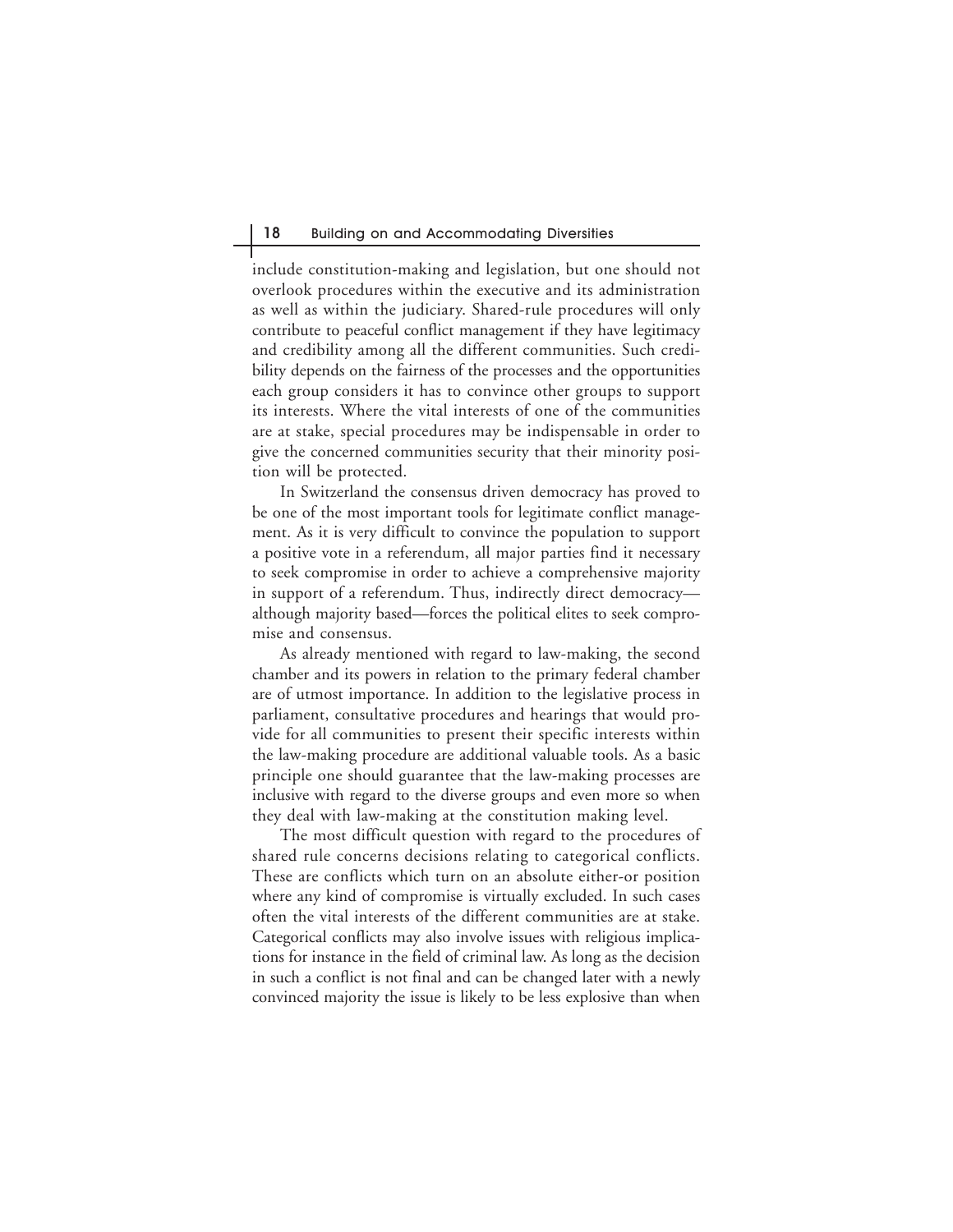include constitution-making and legislation, but one should not overlook procedures within the executive and its administration as well as within the judiciary. Shared-rule procedures will only contribute to peaceful conflict management if they have legitimacy and credibility among all the different communities. Such credibility depends on the fairness of the processes and the opportunities each group considers it has to convince other groups to support its interests. Where the vital interests of one of the communities are at stake, special procedures may be indispensable in order to give the concerned communities security that their minority position will be protected.

In Switzerland the consensus driven democracy has proved to be one of the most important tools for legitimate conflict management. As it is very difficult to convince the population to support a positive vote in a referendum, all major parties find it necessary to seek compromise in order to achieve a comprehensive majority in support of a referendum. Thus, indirectly direct democracy—although majority based—forces the political elites to seek compromise and consensus.

As already mentioned with regard to law-making, the second chamber and its powers in relation to the primary federal chamber are of utmost importance. In addition to the legislative process in parliament, consultative procedures and hearings that would provide for all communities to present their specific interests within the law-making procedure are additional valuable tools. As a basic principle one should guarantee that the law-making processes are inclusive with regard to the diverse groups and even more so when they deal with law-making at the constitution making level.

The most difficult question with regard to the procedures of shared rule concerns decisions relating to categorical conflicts. These are conflicts which turn on an absolute either-or position where any kind of compromise is virtually excluded. In such cases often the vital interests of the different communities are at stake. Categorical conflicts may also involve issues with religious implications for instance in the field of criminal law. As long as the decision in such a conflict is not final and can be changed later with a newly convinced majority the issue is likely to be less explosive than when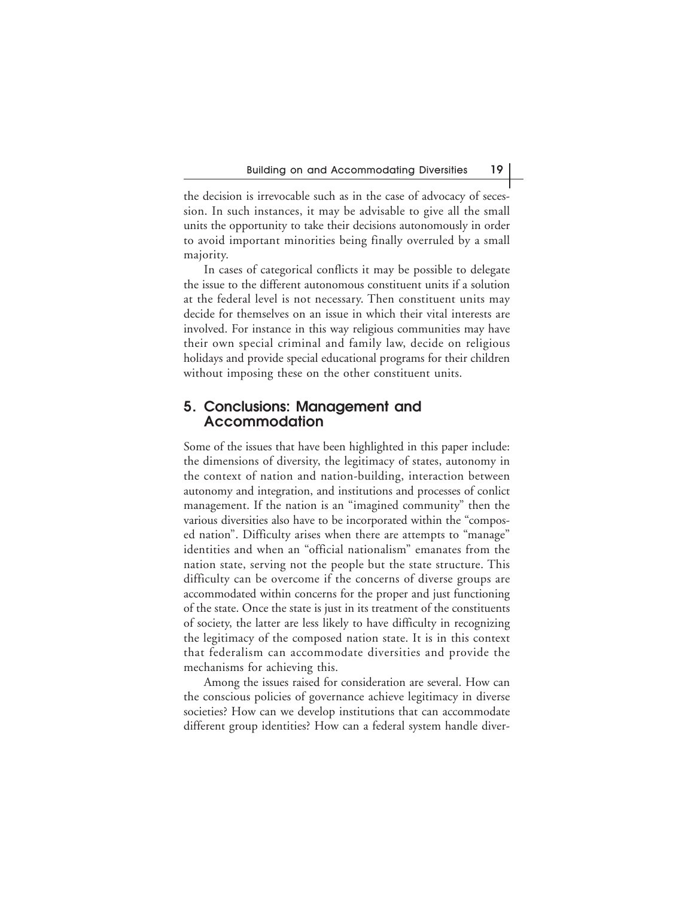the decision is irrevocable such as in the case of advocacy of secession. In such instances, it may be advisable to give all the small units the opportunity to take their decisions autonomously in order to avoid important minorities being finally overruled by a small majority.

In cases of categorical conflicts it may be possible to delegate the issue to the different autonomous constituent units if a solution at the federal level is not necessary. Then constituent units may decide for themselves on an issue in which their vital interests are involved. For instance in this way religious communities may have their own special criminal and family law, decide on religious holidays and provide special educational programs for their children without imposing these on the other constituent units.

## 5. Conclusions: Management and Accommodation

Some of the issues that have been highlighted in this paper include: the dimensions of diversity, the legitimacy of states, autonomy in the context of nation and nation-building, interaction between autonomy and integration, and institutions and processes of conlict management. If the nation is an "imagined community" then the various diversities also have to be incorporated within the "composed nation". Difficulty arises when there are attempts to "manage" identities and when an "official nationalism" emanates from the nation state, serving not the people but the state structure. This difficulty can be overcome if the concerns of diverse groups are accommodated within concerns for the proper and just functioning of the state. Once the state is just in its treatment of the constituents of society, the latter are less likely to have difficulty in recognizing the legitimacy of the composed nation state. It is in this context that federalism can accommodate diversities and provide the mechanisms for achieving this.

Among the issues raised for consideration are several. How can the conscious policies of governance achieve legitimacy in diverse societies? How can we develop institutions that can accommodate different group identities? How can a federal system handle diver-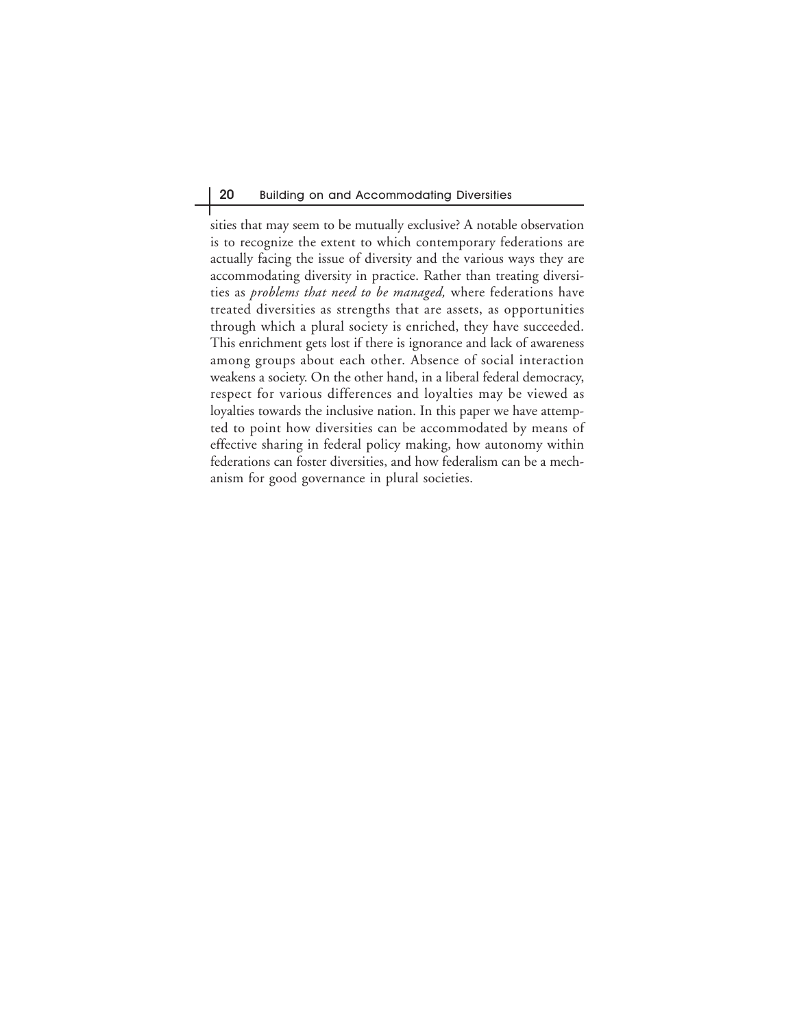sities that may seem to be mutually exclusive? A notable observation is to recognize the extent to which contemporary federations are actually facing the issue of diversity and the various ways they are accommodating diversity in practice. Rather than treating diversities as *problems that need to be managed,* where federations have treated diversities as strengths that are assets, as opportunities through which a plural society is enriched, they have succeeded. This enrichment gets lost if there is ignorance and lack of awareness among groups about each other. Absence of social interaction weakens a society. On the other hand, in a liberal federal democracy, respect for various differences and loyalties may be viewed as loyalties towards the inclusive nation. In this paper we have attempted to point how diversities can be accommodated by means of effective sharing in federal policy making, how autonomy within federations can foster diversities, and how federalism can be a mechanism for good governance in plural societies.